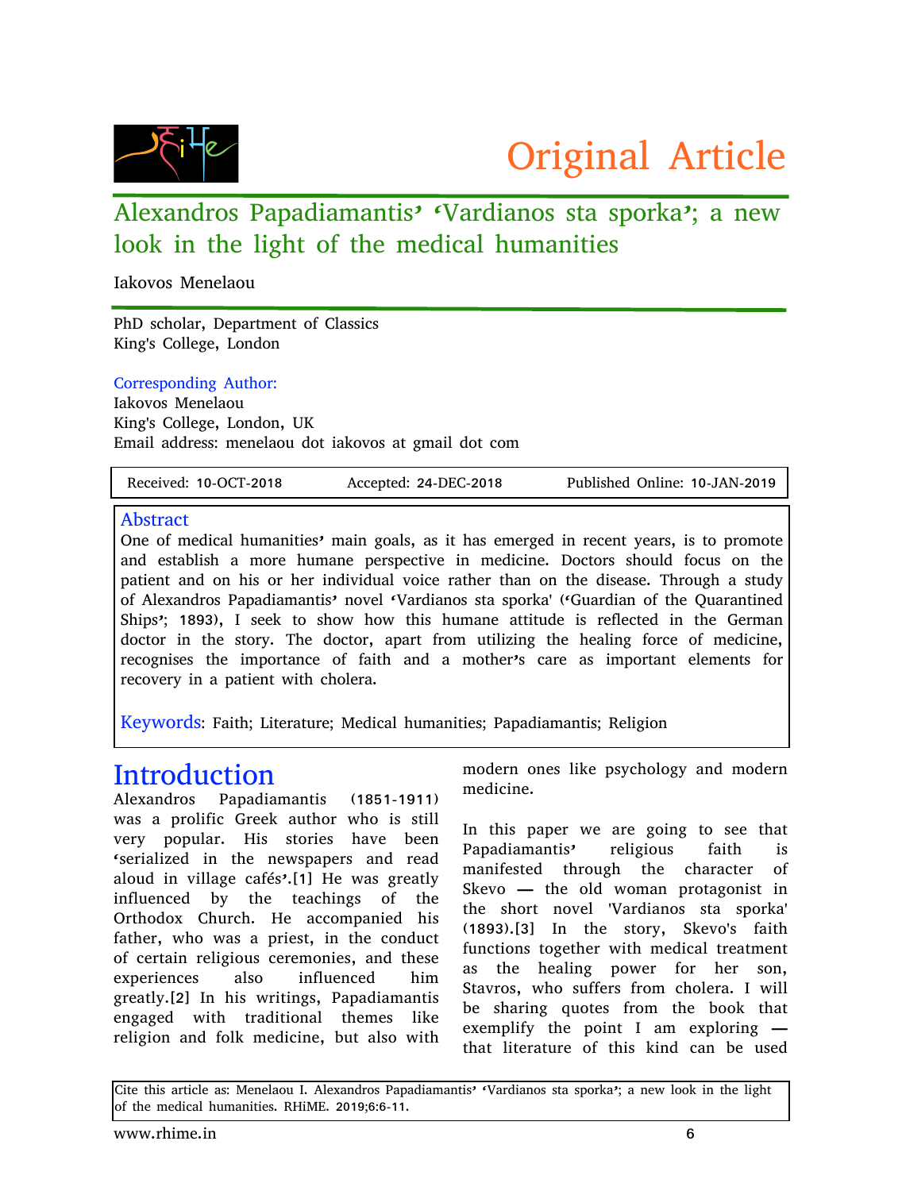Original Article

# Alexandros Papadiamantis' 'Vardianos sta sporka'; a new look in the light of the medical humanities

Iakovos Menelaou

PhD scholar, Department of Classics
King's College, London

Corresponding Author:
Iakovos Menelaou
King's College, London, UK
Email address: menelaou dot iakovos at gmail dot com

| Received: 10-OCT-2018 | Accepted: 24-DEC-2018 | Published Online: 10-JAN-2019 |
|---|---|---|

## Abstract

One of medical humanities' main goals, as it has emerged in recent years, is to promote and establish a more humane perspective in medicine. Doctors should focus on the patient and on his or her individual voice rather than on the disease. Through a study of Alexandros Papadiamantis' novel 'Vardianos sta sporka' ('Guardian of the Quarantined Ships'; 1893), I seek to show how this humane attitude is reflected in the German doctor in the story. The doctor, apart from utilizing the healing force of medicine, recognises the importance of faith and a mother's care as important elements for recovery in a patient with cholera.

**Keywords**: Faith; Literature; Medical humanities; Papadiamantis; Religion

## Introduction

Alexandros Papadiamantis (1851-1911) was a prolific Greek author who is still very popular. His stories have been 'serialized in the newspapers and read aloud in village cafés'.[1] He was greatly influenced by the teachings of the Orthodox Church. He accompanied his father, who was a priest, in the conduct of certain religious ceremonies, and these experiences also influenced him greatly.[2] In his writings, Papadiamantis engaged with traditional themes like religion and folk medicine, but also with modern ones like psychology and modern medicine.

In this paper we are going to see that Papadiamantis' religious faith is manifested through the character of Skevo — the old woman protagonist in the short novel 'Vardianos sta sporka' (1893).[3] In the story, Skevo's faith functions together with medical treatment as the healing power for her son, Stavros, who suffers from cholera. I will be sharing quotes from the book that exemplify the point I am exploring — that literature of this kind can be used

Cite this article as: Menelaou I. Alexandros Papadiamantis' 'Vardianos sta sporka'; a new look in the light of the medical humanities. RHiME. 2019;6:6-11.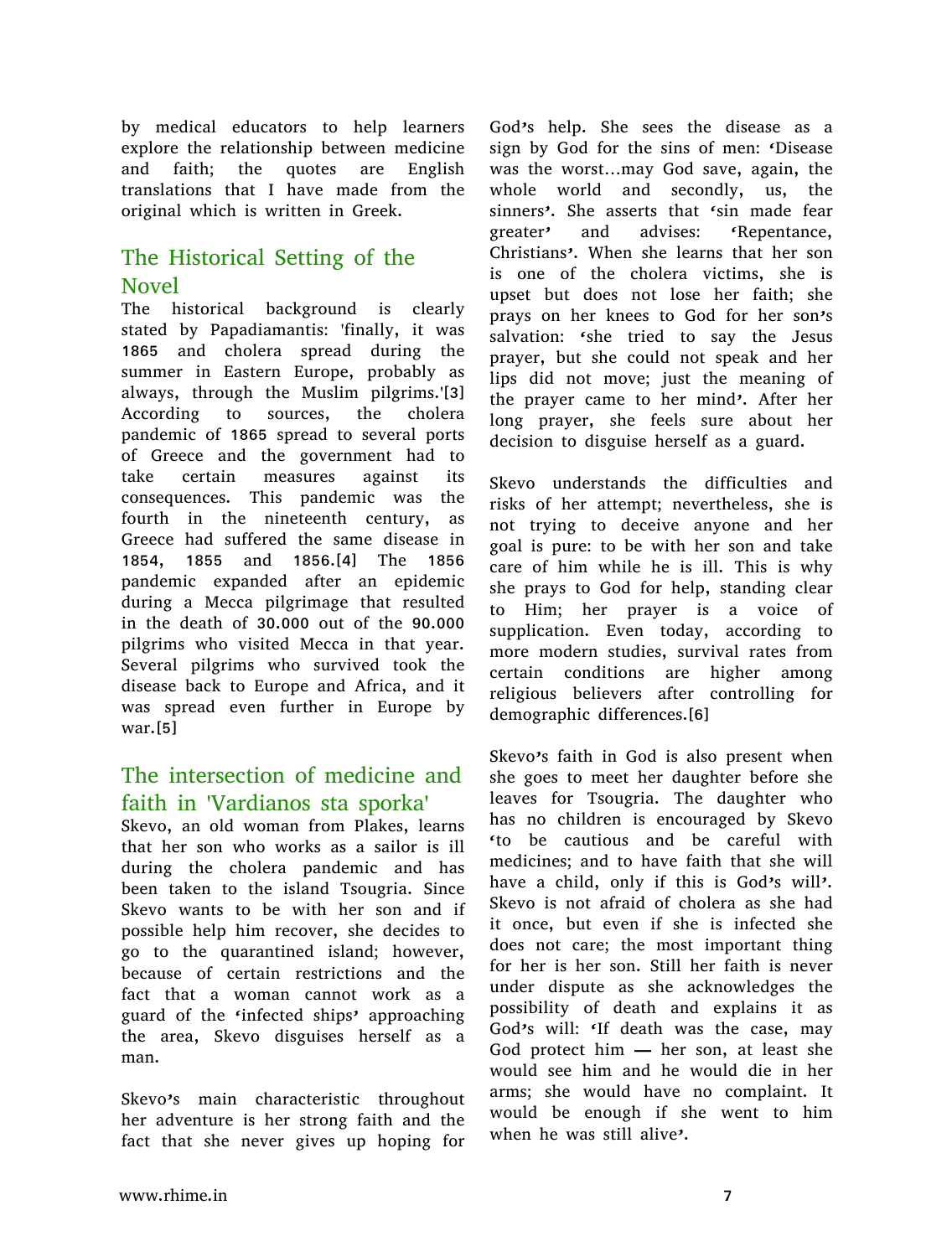by medical educators to help learners explore the relationship between medicine and faith; the quotes are English translations that I have made from the original which is written in Greek.

## The Historical Setting of the Novel

The historical background is clearly stated by Papadiamantis: 'finally, it was 1865 and cholera spread during the summer in Eastern Europe, probably as always, through the Muslim pilgrims.'[3] According to sources, the cholera pandemic of 1865 spread to several ports of Greece and the government had to take certain measures against its consequences. This pandemic was the fourth in the nineteenth century, as Greece had suffered the same disease in 1854, 1855 and 1856.[4] The 1856 pandemic expanded after an epidemic during a Mecca pilgrimage that resulted in the death of 30.000 out of the 90.000 pilgrims who visited Mecca in that year. Several pilgrims who survived took the disease back to Europe and Africa, and it was spread even further in Europe by war.[5]

## The intersection of medicine and faith in 'Vardianos sta sporka'

Skevo, an old woman from Plakes, learns that her son who works as a sailor is ill during the cholera pandemic and has been taken to the island Tsougria. Since Skevo wants to be with her son and if possible help him recover, she decides to go to the quarantined island; however, because of certain restrictions and the fact that a woman cannot work as a guard of the 'infected ships' approaching the area, Skevo disguises herself as a man.

Skevo's main characteristic throughout her adventure is her strong faith and the fact that she never gives up hoping for God's help. She sees the disease as a sign by God for the sins of men: 'Disease was the worst…may God save, again, the whole world and secondly, us, the sinners'. She asserts that 'sin made fear greater' and advises: 'Repentance, Christians'. When she learns that her son is one of the cholera victims, she is upset but does not lose her faith; she prays on her knees to God for her son's salvation: 'she tried to say the Jesus prayer, but she could not speak and her lips did not move; just the meaning of the prayer came to her mind'. After her long prayer, she feels sure about her decision to disguise herself as a guard.

Skevo understands the difficulties and risks of her attempt; nevertheless, she is not trying to deceive anyone and her goal is pure: to be with her son and take care of him while he is ill. This is why she prays to God for help, standing clear to Him; her prayer is a voice of supplication. Even today, according to more modern studies, survival rates from certain conditions are higher among religious believers after controlling for demographic differences.[6]

Skevo's faith in God is also present when she goes to meet her daughter before she leaves for Tsougria. The daughter who has no children is encouraged by Skevo 'to be cautious and be careful with medicines; and to have faith that she will have a child, only if this is God's will'. Skevo is not afraid of cholera as she had it once, but even if she is infected she does not care; the most important thing for her is her son. Still her faith is never under dispute as she acknowledges the possibility of death and explains it as God's will: 'If death was the case, may God protect him — her son, at least she would see him and he would die in her arms; she would have no complaint. It would be enough if she went to him when he was still alive'.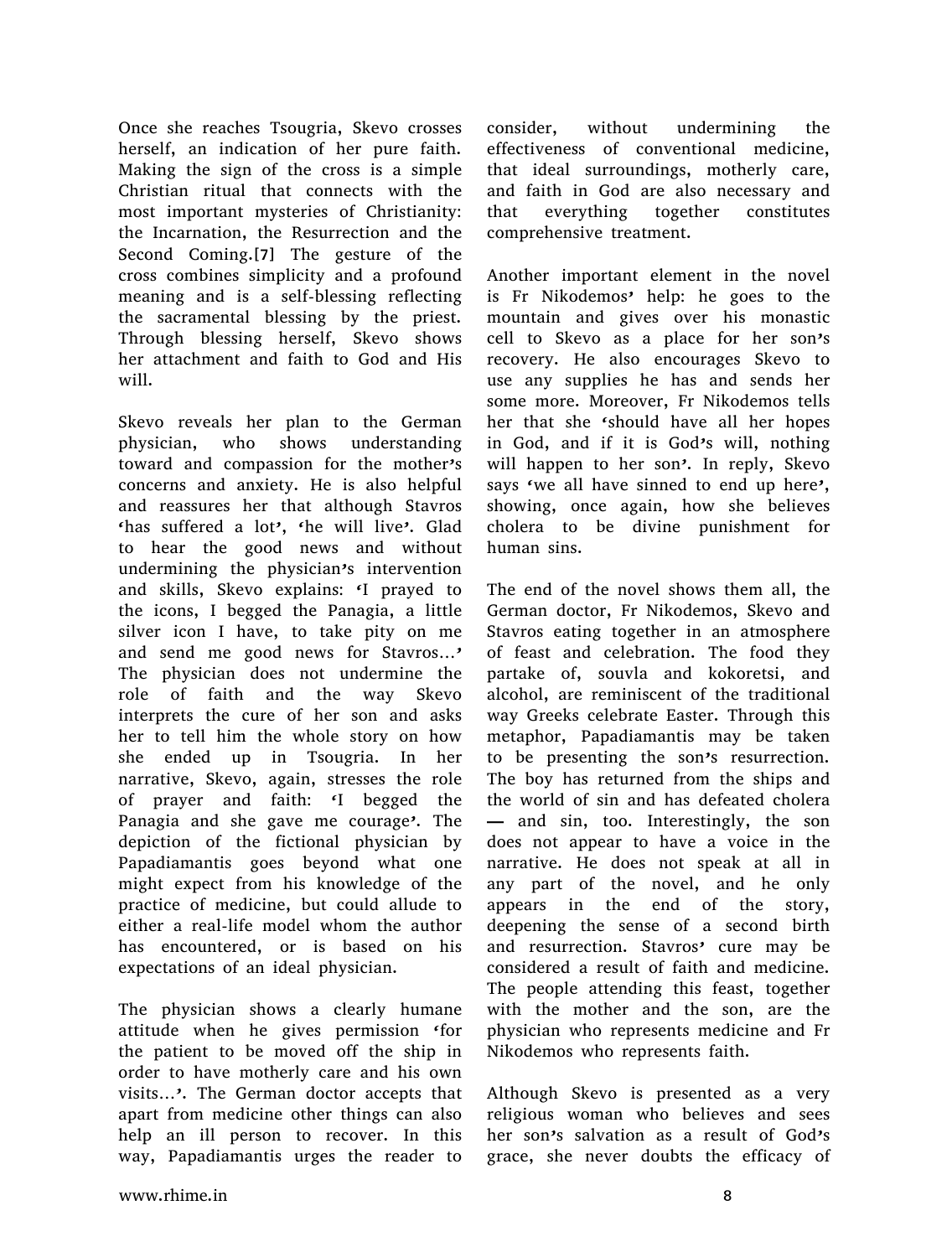Once she reaches Tsougria, Skevo crosses herself, an indication of her pure faith. Making the sign of the cross is a simple Christian ritual that connects with the most important mysteries of Christianity: the Incarnation, the Resurrection and the Second Coming.[7] The gesture of the cross combines simplicity and a profound meaning and is a self-blessing reflecting the sacramental blessing by the priest. Through blessing herself, Skevo shows her attachment and faith to God and His will.

Skevo reveals her plan to the German physician, who shows understanding toward and compassion for the mother's concerns and anxiety. He is also helpful and reassures her that although Stavros 'has suffered a lot', 'he will live'. Glad to hear the good news and without undermining the physician's intervention and skills, Skevo explains: 'I prayed to the icons, I begged the Panagia, a little silver icon I have, to take pity on me and send me good news for Stavros…' The physician does not undermine the role of faith and the way Skevo interprets the cure of her son and asks her to tell him the whole story on how she ended up in Tsougria. In her narrative, Skevo, again, stresses the role of prayer and faith: 'I begged the Panagia and she gave me courage'. The depiction of the fictional physician by Papadiamantis goes beyond what one might expect from his knowledge of the practice of medicine, but could allude to either a real-life model whom the author has encountered, or is based on his expectations of an ideal physician.

The physician shows a clearly humane attitude when he gives permission 'for the patient to be moved off the ship in order to have motherly care and his own visits…'. The German doctor accepts that apart from medicine other things can also help an ill person to recover. In this way, Papadiamantis urges the reader to consider, without undermining the effectiveness of conventional medicine, that ideal surroundings, motherly care, and faith in God are also necessary and that everything together constitutes comprehensive treatment.

Another important element in the novel is Fr Nikodemos' help: he goes to the mountain and gives over his monastic cell to Skevo as a place for her son's recovery. He also encourages Skevo to use any supplies he has and sends her some more. Moreover, Fr Nikodemos tells her that she 'should have all her hopes in God, and if it is God's will, nothing will happen to her son'. In reply, Skevo says 'we all have sinned to end up here', showing, once again, how she believes cholera to be divine punishment for human sins.

The end of the novel shows them all, the German doctor, Fr Nikodemos, Skevo and Stavros eating together in an atmosphere of feast and celebration. The food they partake of, souvla and kokoretsi, and alcohol, are reminiscent of the traditional way Greeks celebrate Easter. Through this metaphor, Papadiamantis may be taken to be presenting the son's resurrection. The boy has returned from the ships and the world of sin and has defeated cholera — and sin, too. Interestingly, the son does not appear to have a voice in the narrative. He does not speak at all in any part of the novel, and he only appears in the end of the story, deepening the sense of a second birth and resurrection. Stavros' cure may be considered a result of faith and medicine. The people attending this feast, together with the mother and the son, are the physician who represents medicine and Fr Nikodemos who represents faith.

Although Skevo is presented as a very religious woman who believes and sees her son's salvation as a result of God's grace, she never doubts the efficacy of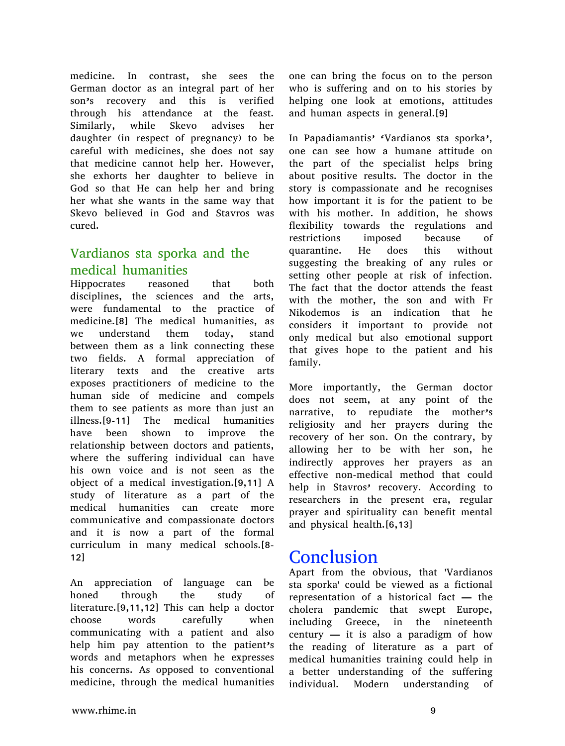medicine. In contrast, she sees the German doctor as an integral part of her son's recovery and this is verified through his attendance at the feast. Similarly, while Skevo advises her daughter (in respect of pregnancy) to be careful with medicines, she does not say that medicine cannot help her. However, she exhorts her daughter to believe in God so that He can help her and bring her what she wants in the same way that Skevo believed in God and Stavros was cured.

## Vardianos sta sporka and the medical humanities

Hippocrates reasoned that both disciplines, the sciences and the arts, were fundamental to the practice of medicine.[8] The medical humanities, as we understand them today, stand between them as a link connecting these two fields. A formal appreciation of literary texts and the creative arts exposes practitioners of medicine to the human side of medicine and compels them to see patients as more than just an illness.[9-11] The medical humanities have been shown to improve the relationship between doctors and patients, where the suffering individual can have his own voice and is not seen as the object of a medical investigation.[9,11] A study of literature as a part of the medical humanities can create more communicative and compassionate doctors and it is now a part of the formal curriculum in many medical schools.[8-12]

An appreciation of language can be honed through the study of literature.[9,11,12] This can help a doctor choose words carefully when communicating with a patient and also help him pay attention to the patient's words and metaphors when he expresses his concerns. As opposed to conventional medicine, through the medical humanities one can bring the focus on to the person who is suffering and on to his stories by helping one look at emotions, attitudes and human aspects in general.[9]

In Papadiamantis' 'Vardianos sta sporka', one can see how a humane attitude on the part of the specialist helps bring about positive results. The doctor in the story is compassionate and he recognises how important it is for the patient to be with his mother. In addition, he shows flexibility towards the regulations and restrictions imposed because of quarantine. He does this without suggesting the breaking of any rules or setting other people at risk of infection. The fact that the doctor attends the feast with the mother, the son and with Fr Nikodemos is an indication that he considers it important to provide not only medical but also emotional support that gives hope to the patient and his family.

More importantly, the German doctor does not seem, at any point of the narrative, to repudiate the mother's religiosity and her prayers during the recovery of her son. On the contrary, by allowing her to be with her son, he indirectly approves her prayers as an effective non-medical method that could help in Stavros' recovery. According to researchers in the present era, regular prayer and spirituality can benefit mental and physical health.[6,13]

# Conclusion

Apart from the obvious, that 'Vardianos sta sporka' could be viewed as a fictional representation of a historical fact — the cholera pandemic that swept Europe, including Greece, in the nineteenth century — it is also a paradigm of how the reading of literature as a part of medical humanities training could help in a better understanding of the suffering individual. Modern understanding of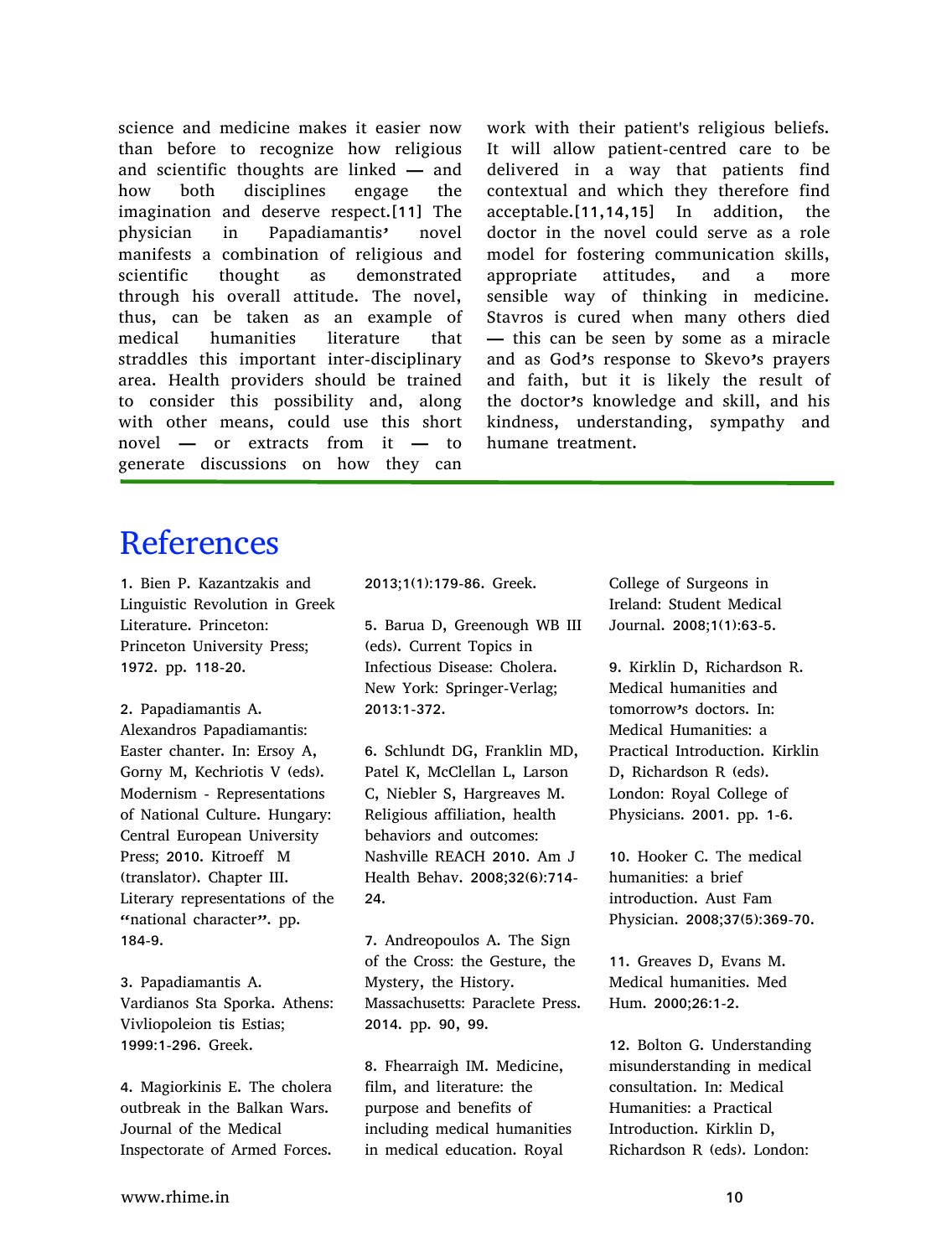science and medicine makes it easier now than before to recognize how religious and scientific thoughts are linked — and how both disciplines engage the imagination and deserve respect.[11] The physician in Papadiamantis' novel manifests a combination of religious and scientific thought as demonstrated through his overall attitude. The novel, thus, can be taken as an example of medical humanities literature that straddles this important inter-disciplinary area. Health providers should be trained to consider this possibility and, along with other means, could use this short novel — or extracts from it — to generate discussions on how they can work with their patient's religious beliefs. It will allow patient-centred care to be delivered in a way that patients find contextual and which they therefore find acceptable.[11,14,15] In addition, the doctor in the novel could serve as a role model for fostering communication skills, appropriate attitudes, and a more sensible way of thinking in medicine. Stavros is cured when many others died — this can be seen by some as a miracle and as God's response to Skevo's prayers and faith, but it is likely the result of the doctor's knowledge and skill, and his kindness, understanding, sympathy and humane treatment.

# References

1. Bien P. Kazantzakis and Linguistic Revolution in Greek Literature. Princeton: Princeton University Press; 1972. pp. 118-20.

2. Papadiamantis A. Alexandros Papadiamantis: Easter chanter. In: Ersoy A, Gorny M, Kechriotis V (eds). Modernism - Representations of National Culture. Hungary: Central European University Press; 2010. Kitroeff M (translator). Chapter III. Literary representations of the "national character". pp. 184-9.

3. Papadiamantis A. Vardianos Sta Sporka. Athens: Vivliopoleion tis Estias; 1999:1-296. Greek.

4. Magiorkinis E. The cholera outbreak in the Balkan Wars. Journal of the Medical Inspectorate of Armed Forces. 2013;1(1):179-86. Greek.

5. Barua D, Greenough WB III (eds). Current Topics in Infectious Disease: Cholera. New York: Springer-Verlag; 2013:1-372.

6. Schlundt DG, Franklin MD, Patel K, McClellan L, Larson C, Niebler S, Hargreaves M. Religious affiliation, health behaviors and outcomes: Nashville REACH 2010. Am J Health Behav. 2008;32(6):714-24.

7. Andreopoulos A. The Sign of the Cross: the Gesture, the Mystery, the History. Massachusetts: Paraclete Press. 2014. pp. 90, 99.

8. Fhearraigh IM. Medicine, film, and literature: the purpose and benefits of including medical humanities in medical education. Royal College of Surgeons in Ireland: Student Medical Journal. 2008;1(1):63-5.

9. Kirklin D, Richardson R. Medical humanities and tomorrow's doctors. In: Medical Humanities: a Practical Introduction. Kirklin D, Richardson R (eds). London: Royal College of Physicians. 2001. pp. 1-6.

10. Hooker C. The medical humanities: a brief introduction. Aust Fam Physician. 2008;37(5):369-70.

11. Greaves D, Evans M. Medical humanities. Med Hum. 2000;26:1-2.

12. Bolton G. Understanding misunderstanding in medical consultation. In: Medical Humanities: a Practical Introduction. Kirklin D, Richardson R (eds). London: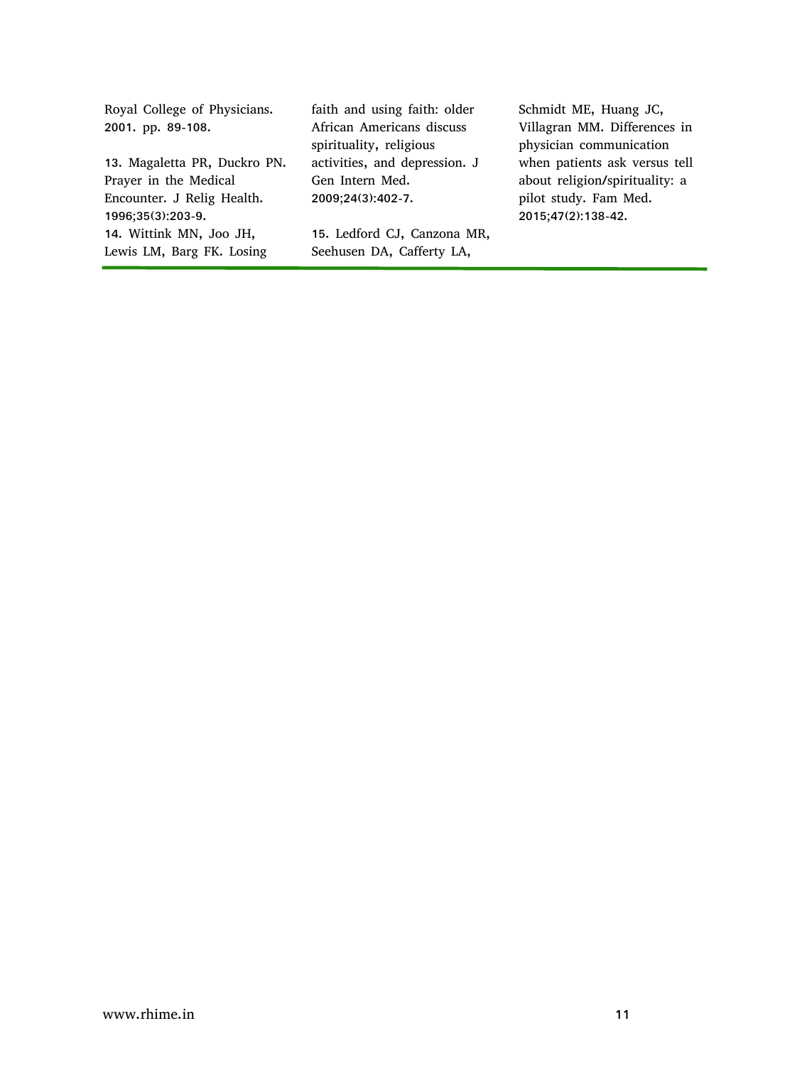Royal College of Physicians. 2001. pp. 89-108.

13. Magaletta PR, Duckro PN. Prayer in the Medical Encounter. J Relig Health. 1996;35(3):203-9.

14. Wittink MN, Joo JH, Lewis LM, Barg FK. Losing faith and using faith: older African Americans discuss spirituality, religious activities, and depression. J Gen Intern Med. 2009;24(3):402-7.

15. Ledford CJ, Canzona MR, Seehusen DA, Cafferty LA, Schmidt ME, Huang JC, Villagran MM. Differences in physician communication when patients ask versus tell about religion/spirituality: a pilot study. Fam Med. 2015;47(2):138-42.